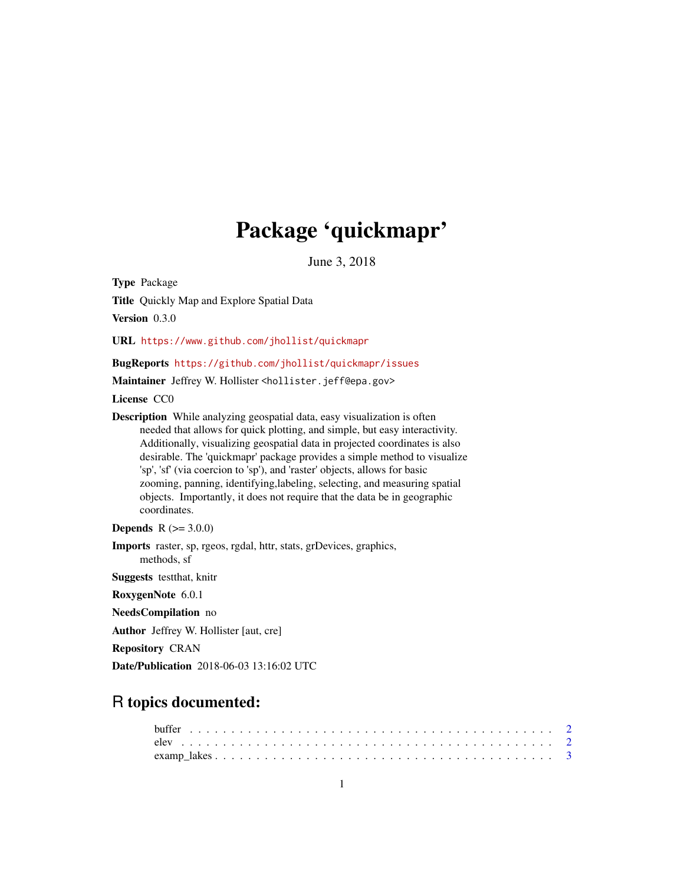# Package 'quickmapr'

June 3, 2018

**Type** Package

**Title** Quickly Map and Explore Spatial Data

**Version** 0.3.0

**URL** https://www.github.com/jhollist/quickmapr

**BugReports** https://github.com/jhollist/quickmapr/issues

**Maintainer** Jeffrey W. Hollister <hollister.jeff@epa.gov>

**License** CC0

**Description** While analyzing geospatial data, easy visualization is often needed that allows for quick plotting, and simple, but easy interactivity. Additionally, visualizing geospatial data in projected coordinates is also desirable. The 'quickmapr' package provides a simple method to visualize 'sp', 'sf' (via coercion to 'sp'), and 'raster' objects, allows for basic zooming, panning, identifying,labeling, selecting, and measuring spatial objects. Importantly, it does not require that the data be in geographic coordinates.

**Depends** R (>= 3.0.0)

**Imports** raster, sp, rgeos, rgdal, httr, stats, grDevices, graphics, methods, sf

**Suggests** testthat, knitr

**RoxygenNote** 6.0.1

**NeedsCompilation** no

**Author** Jeffrey W. Hollister [aut, cre]

**Repository** CRAN

**Date/Publication** 2018-06-03 13:16:02 UTC

## R topics documented:

- buffer . . . . . . . . . . . . . . . . . . . . . . . . . . . . . . . . . . . . . . . . . 2
- elev . . . . . . . . . . . . . . . . . . . . . . . . . . . . . . . . . . . . . . . . . . 2
- examp_lakes . . . . . . . . . . . . . . . . . . . . . . . . . . . . . . . . . . . . . . 3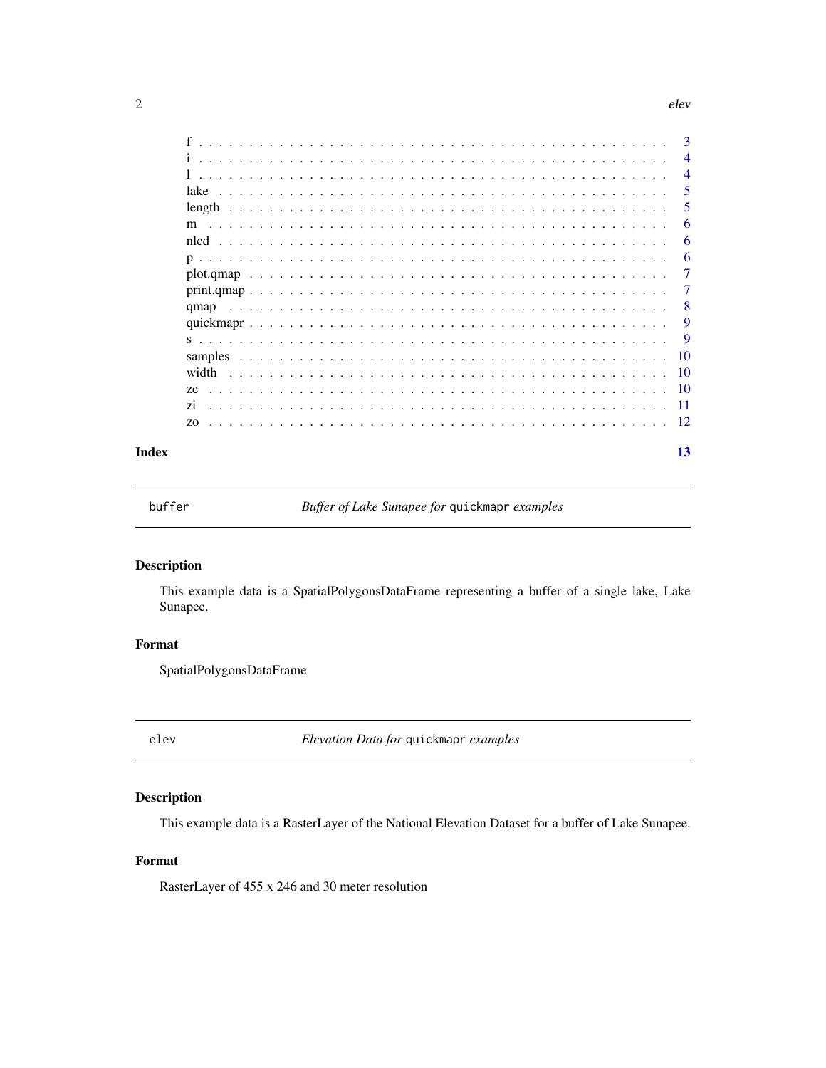f . . . . . . . . . . . . . . . . . . . . . . . . . . . . . . . . . . . . . . . . . . . . 3
i . . . . . . . . . . . . . . . . . . . . . . . . . . . . . . . . . . . . . . . . . . . . 4
l . . . . . . . . . . . . . . . . . . . . . . . . . . . . . . . . . . . . . . . . . . . . 4
lake . . . . . . . . . . . . . . . . . . . . . . . . . . . . . . . . . . . . . . . . . . 5
length . . . . . . . . . . . . . . . . . . . . . . . . . . . . . . . . . . . . . . . . . 5
m . . . . . . . . . . . . . . . . . . . . . . . . . . . . . . . . . . . . . . . . . . . . 6
nlcd . . . . . . . . . . . . . . . . . . . . . . . . . . . . . . . . . . . . . . . . . . 6
p . . . . . . . . . . . . . . . . . . . . . . . . . . . . . . . . . . . . . . . . . . . . 6
plot.qmap . . . . . . . . . . . . . . . . . . . . . . . . . . . . . . . . . . . . . . . 7
print.qmap . . . . . . . . . . . . . . . . . . . . . . . . . . . . . . . . . . . . . . 7
qmap . . . . . . . . . . . . . . . . . . . . . . . . . . . . . . . . . . . . . . . . . . 8
quickmapr . . . . . . . . . . . . . . . . . . . . . . . . . . . . . . . . . . . . . . . 9
s . . . . . . . . . . . . . . . . . . . . . . . . . . . . . . . . . . . . . . . . . . . . 9
samples . . . . . . . . . . . . . . . . . . . . . . . . . . . . . . . . . . . . . . . . 10
width . . . . . . . . . . . . . . . . . . . . . . . . . . . . . . . . . . . . . . . . . 10
ze . . . . . . . . . . . . . . . . . . . . . . . . . . . . . . . . . . . . . . . . . . . 10
zi . . . . . . . . . . . . . . . . . . . . . . . . . . . . . . . . . . . . . . . . . . . 11
zo . . . . . . . . . . . . . . . . . . . . . . . . . . . . . . . . . . . . . . . . . . . 12

**Index** 13

---

## buffer — *Buffer of Lake Sunapee for* `quickmapr` *examples*

### Description

This example data is a SpatialPolygonsDataFrame representing a buffer of a single lake, Lake Sunapee.

### Format

SpatialPolygonsDataFrame

---

## elev — *Elevation Data for* `quickmapr` *examples*

### Description

This example data is a RasterLayer of the National Elevation Dataset for a buffer of Lake Sunapee.

### Format

RasterLayer of 455 x 246 and 30 meter resolution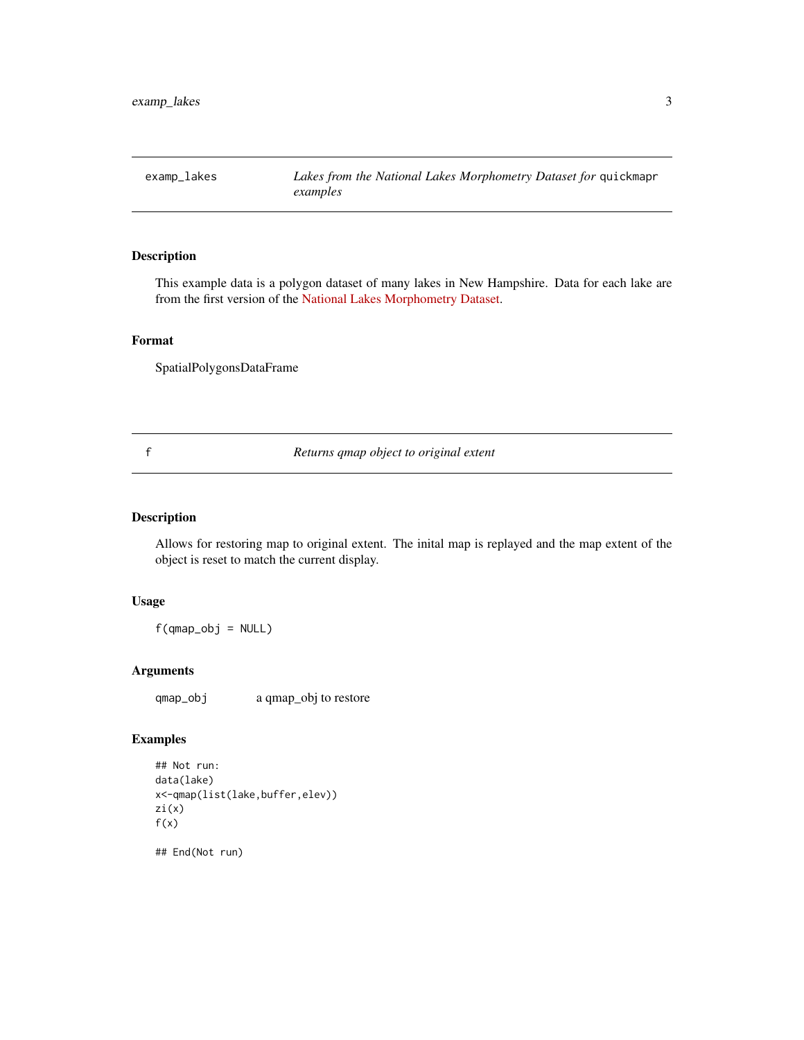## examp_lakes — *Lakes from the National Lakes Morphometry Dataset for* `quickmapr` *examples*

### Description

This example data is a polygon dataset of many lakes in New Hampshire. Data for each lake are from the first version of the National Lakes Morphometry Dataset.

### Format

SpatialPolygonsDataFrame

## f — *Returns qmap object to original extent*

### Description

Allows for restoring map to original extent. The inital map is replayed and the map extent of the object is reset to match the current display.

### Usage

```
f(qmap_obj = NULL)
```

### Arguments

| | |
|---|---|
| `qmap_obj` | a qmap_obj to restore |

### Examples

```
## Not run:
data(lake)
x<-qmap(list(lake,buffer,elev))
zi(x)
f(x)

## End(Not run)
```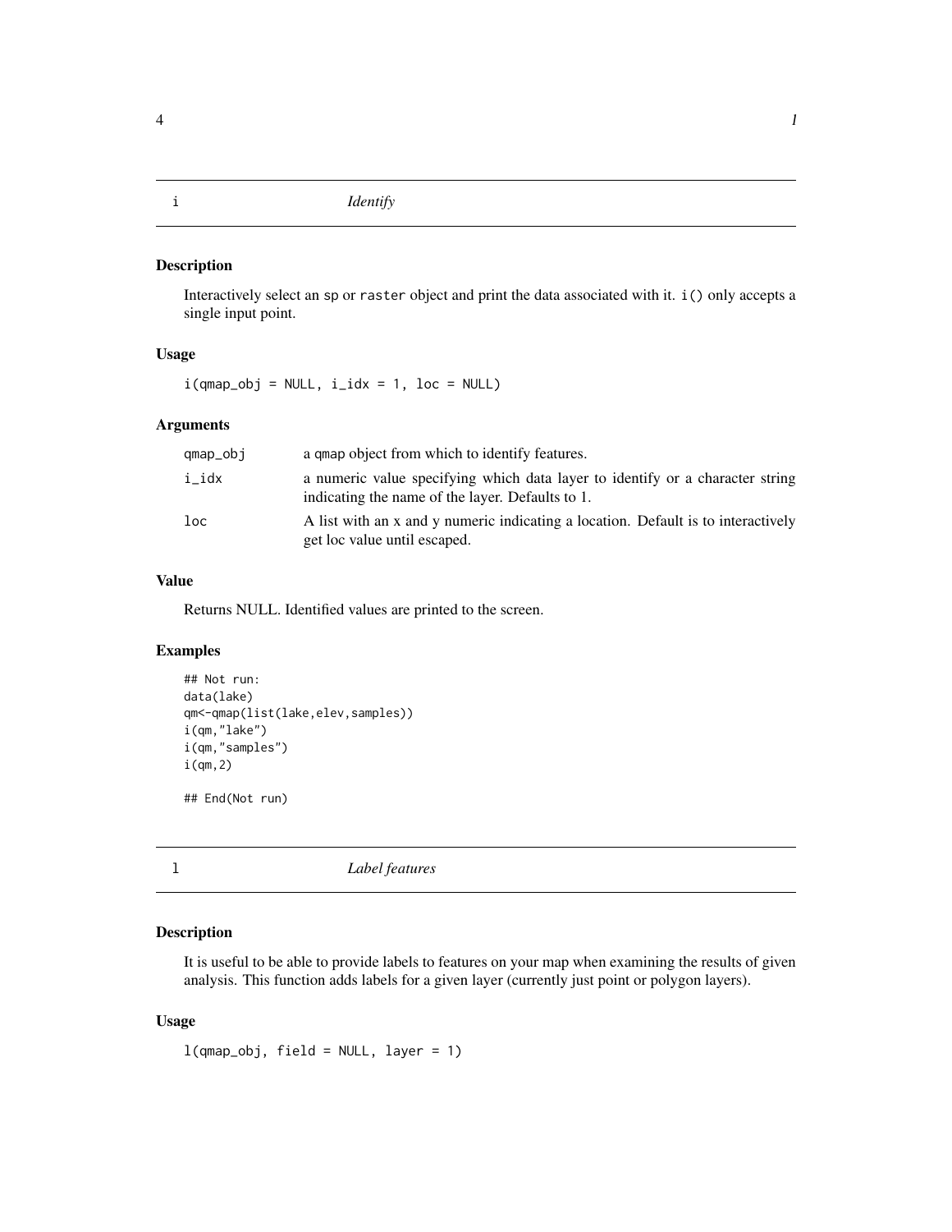## i — *Identify*

### Description

Interactively select an sp or raster object and print the data associated with it. i() only accepts a single input point.

### Usage

```
i(qmap_obj = NULL, i_idx = 1, loc = NULL)
```

### Arguments

| | |
|---|---|
| qmap_obj | a qmap object from which to identify features. |
| i_idx | a numeric value specifying which data layer to identify or a character string indicating the name of the layer. Defaults to 1. |
| loc | A list with an x and y numeric indicating a location. Default is to interactively get loc value until escaped. |

### Value

Returns NULL. Identified values are printed to the screen.

### Examples

```
## Not run:
data(lake)
qm<-qmap(list(lake,elev,samples))
i(qm,"lake")
i(qm,"samples")
i(qm,2)

## End(Not run)
```

## l — *Label features*

### Description

It is useful to be able to provide labels to features on your map when examining the results of given analysis. This function adds labels for a given layer (currently just point or polygon layers).

### Usage

```
l(qmap_obj, field = NULL, layer = 1)
```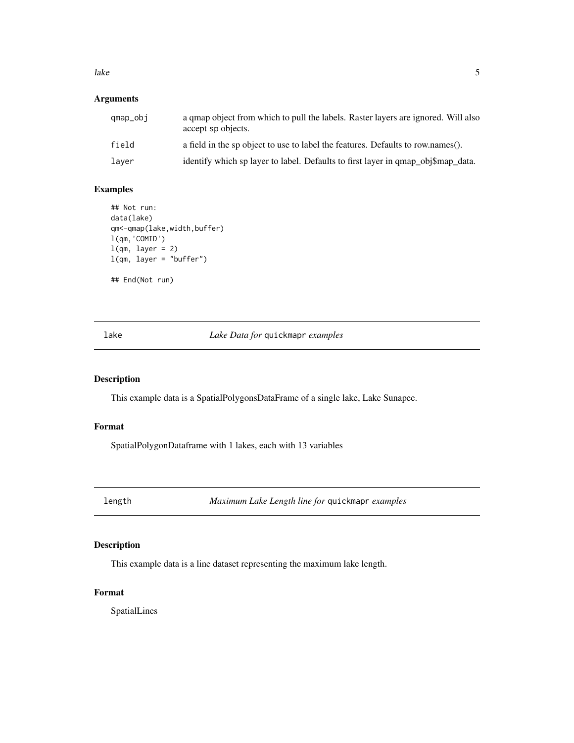## Arguments

| | |
|---|---|
| qmap_obj | a qmap object from which to pull the labels. Raster layers are ignored. Will also accept sp objects. |
| field | a field in the sp object to use to label the features. Defaults to row.names(). |
| layer | identify which sp layer to label. Defaults to first layer in qmap_obj$map_data. |

## Examples

```
## Not run:
data(lake)
qm<-qmap(lake,width,buffer)
l(qm,'COMID')
l(qm, layer = 2)
l(qm, layer = "buffer")

## End(Not run)
```

---

# lake — *Lake Data for* quickmapr *examples*

## Description

This example data is a SpatialPolygonsDataFrame of a single lake, Lake Sunapee.

## Format

SpatialPolygonDataframe with 1 lakes, each with 13 variables

---

# length — *Maximum Lake Length line for* quickmapr *examples*

## Description

This example data is a line dataset representing the maximum lake length.

## Format

SpatialLines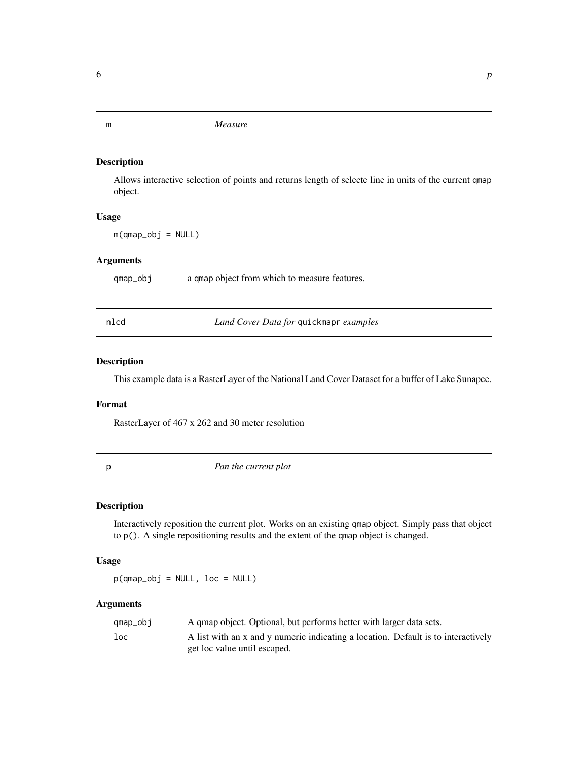## m — *Measure*

### Description

Allows interactive selection of points and returns length of selecte line in units of the current `qmap` object.

### Usage

```
m(qmap_obj = NULL)
```

### Arguments

| | |
|---|---|
| `qmap_obj` | a `qmap` object from which to measure features. |

## nlcd — *Land Cover Data for* `quickmapr` *examples*

### Description

This example data is a RasterLayer of the National Land Cover Dataset for a buffer of Lake Sunapee.

### Format

RasterLayer of 467 x 262 and 30 meter resolution

## p — *Pan the current plot*

### Description

Interactively reposition the current plot. Works on an existing `qmap` object. Simply pass that object to `p()`. A single repositioning results and the extent of the `qmap` object is changed.

### Usage

```
p(qmap_obj = NULL, loc = NULL)
```

### Arguments

| | |
|---|---|
| `qmap_obj` | A qmap object. Optional, but performs better with larger data sets. |
| `loc` | A list with an x and y numeric indicating a location. Default is to interactively get loc value until escaped. |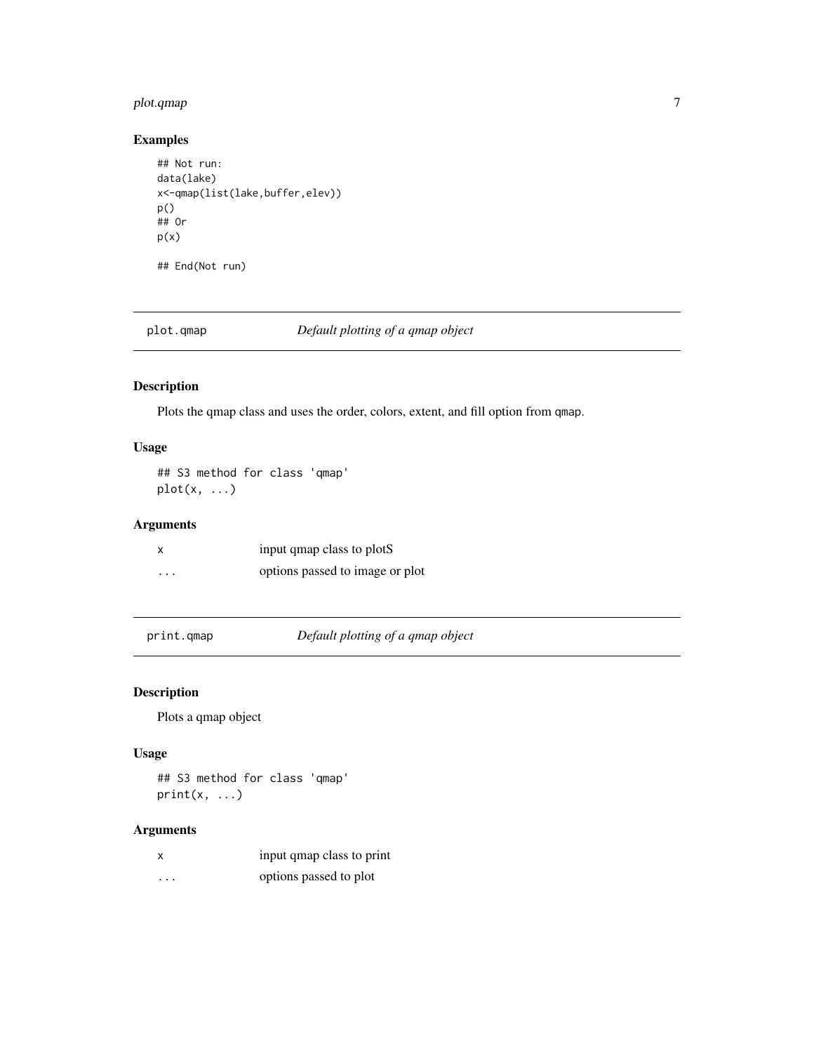## Examples

```
## Not run:
data(lake)
x<-qmap(list(lake,buffer,elev))
p()
## Or
p(x)

## End(Not run)
```

---

## plot.qmap *Default plotting of a qmap object*

### Description

Plots the qmap class and uses the order, colors, extent, and fill option from `qmap`.

### Usage

```
## S3 method for class 'qmap'
plot(x, ...)
```

### Arguments

| | |
|---|---|
| x | input qmap class to plotS |
| ... | options passed to image or plot |

---

## print.qmap *Default plotting of a qmap object*

### Description

Plots a qmap object

### Usage

```
## S3 method for class 'qmap'
print(x, ...)
```

### Arguments

| | |
|---|---|
| x | input qmap class to print |
| ... | options passed to plot |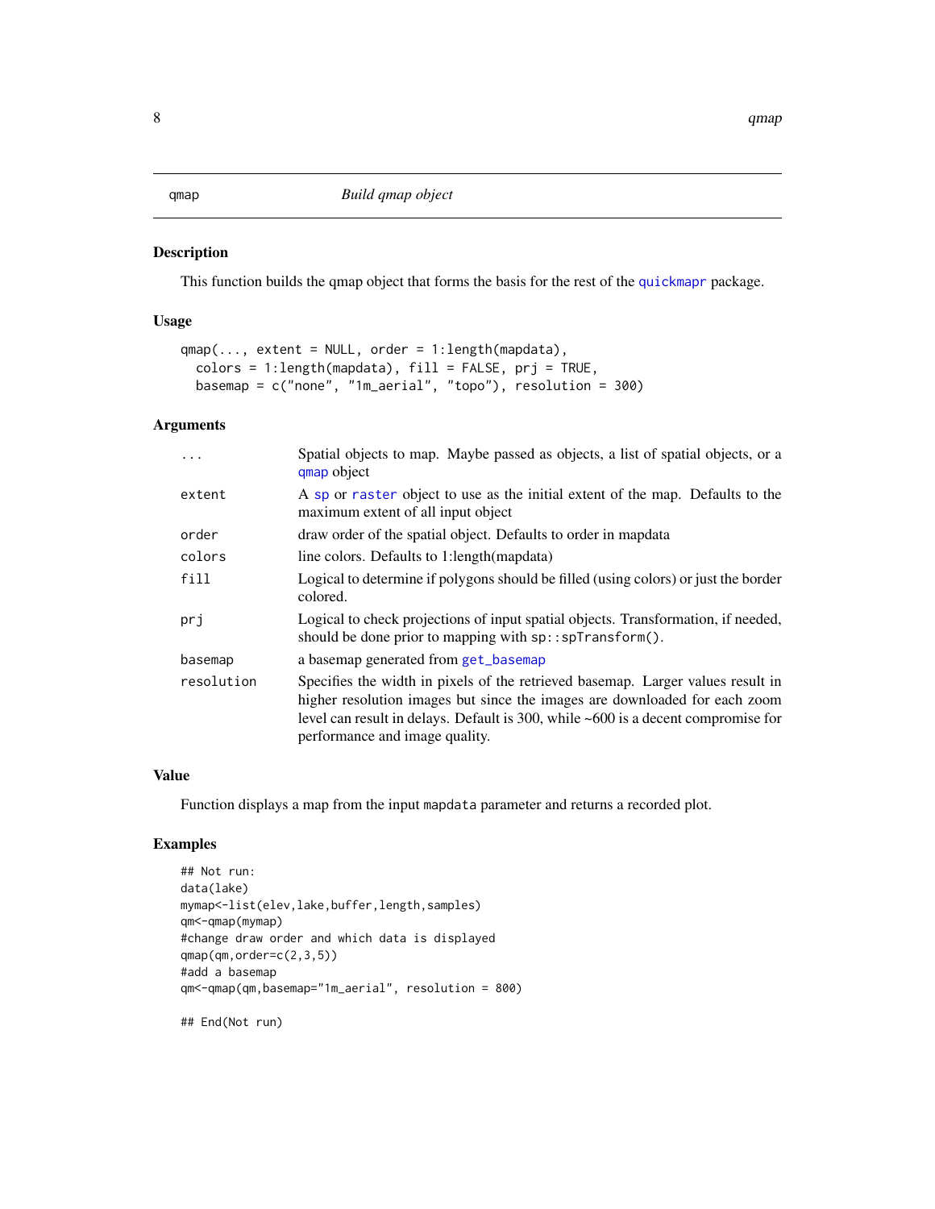qmap *Build qmap object*

## Description

This function builds the qmap object that forms the basis for the rest of the quickmapr package.

## Usage

```
qmap(..., extent = NULL, order = 1:length(mapdata),
  colors = 1:length(mapdata), fill = FALSE, prj = TRUE,
  basemap = c("none", "1m_aerial", "topo"), resolution = 300)
```

## Arguments

| | |
|---|---|
| `...` | Spatial objects to map. Maybe passed as objects, a list of spatial objects, or a qmap object |
| `extent` | A sp or raster object to use as the initial extent of the map. Defaults to the maximum extent of all input object |
| `order` | draw order of the spatial object. Defaults to order in mapdata |
| `colors` | line colors. Defaults to 1:length(mapdata) |
| `fill` | Logical to determine if polygons should be filled (using colors) or just the border colored. |
| `prj` | Logical to check projections of input spatial objects. Transformation, if needed, should be done prior to mapping with `sp::spTransform()`. |
| `basemap` | a basemap generated from get_basemap |
| `resolution` | Specifies the width in pixels of the retrieved basemap. Larger values result in higher resolution images but since the images are downloaded for each zoom level can result in delays. Default is 300, while ~600 is a decent compromise for performance and image quality. |

## Value

Function displays a map from the input `mapdata` parameter and returns a recorded plot.

## Examples

```
## Not run:
data(lake)
mymap<-list(elev,lake,buffer,length,samples)
qm<-qmap(mymap)
#change draw order and which data is displayed
qmap(qm,order=c(2,3,5))
#add a basemap
qm<-qmap(qm,basemap="1m_aerial", resolution = 800)

## End(Not run)
```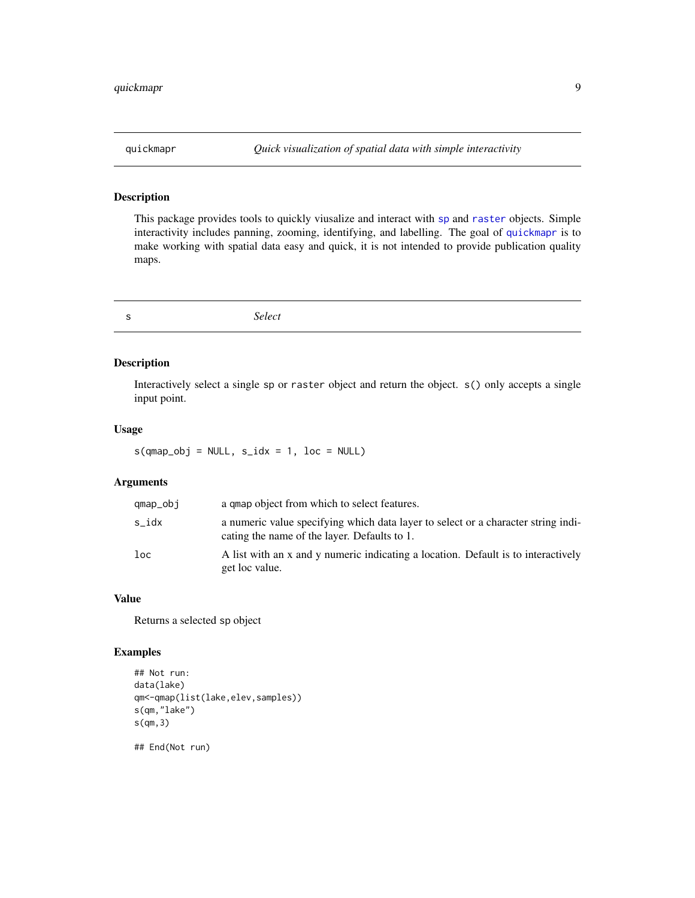## quickmapr — *Quick visualization of spatial data with simple interactivity*

### Description

This package provides tools to quickly viusalize and interact with `sp` and `raster` objects. Simple interactivity includes panning, zooming, identifying, and labelling. The goal of `quickmapr` is to make working with spatial data easy and quick, it is not intended to provide publication quality maps.

## s — *Select*

### Description

Interactively select a single `sp` or `raster` object and return the object. `s()` only accepts a single input point.

### Usage

```
s(qmap_obj = NULL, s_idx = 1, loc = NULL)
```

### Arguments

| Argument | Description |
| --- | --- |
| `qmap_obj` | a `qmap` object from which to select features. |
| `s_idx` | a numeric value specifying which data layer to select or a character string indicating the name of the layer. Defaults to 1. |
| `loc` | A list with an x and y numeric indicating a location. Default is to interactively get loc value. |

### Value

Returns a selected `sp` object

### Examples

```
## Not run:
data(lake)
qm<-qmap(list(lake,elev,samples))
s(qm,"lake")
s(qm,3)

## End(Not run)
```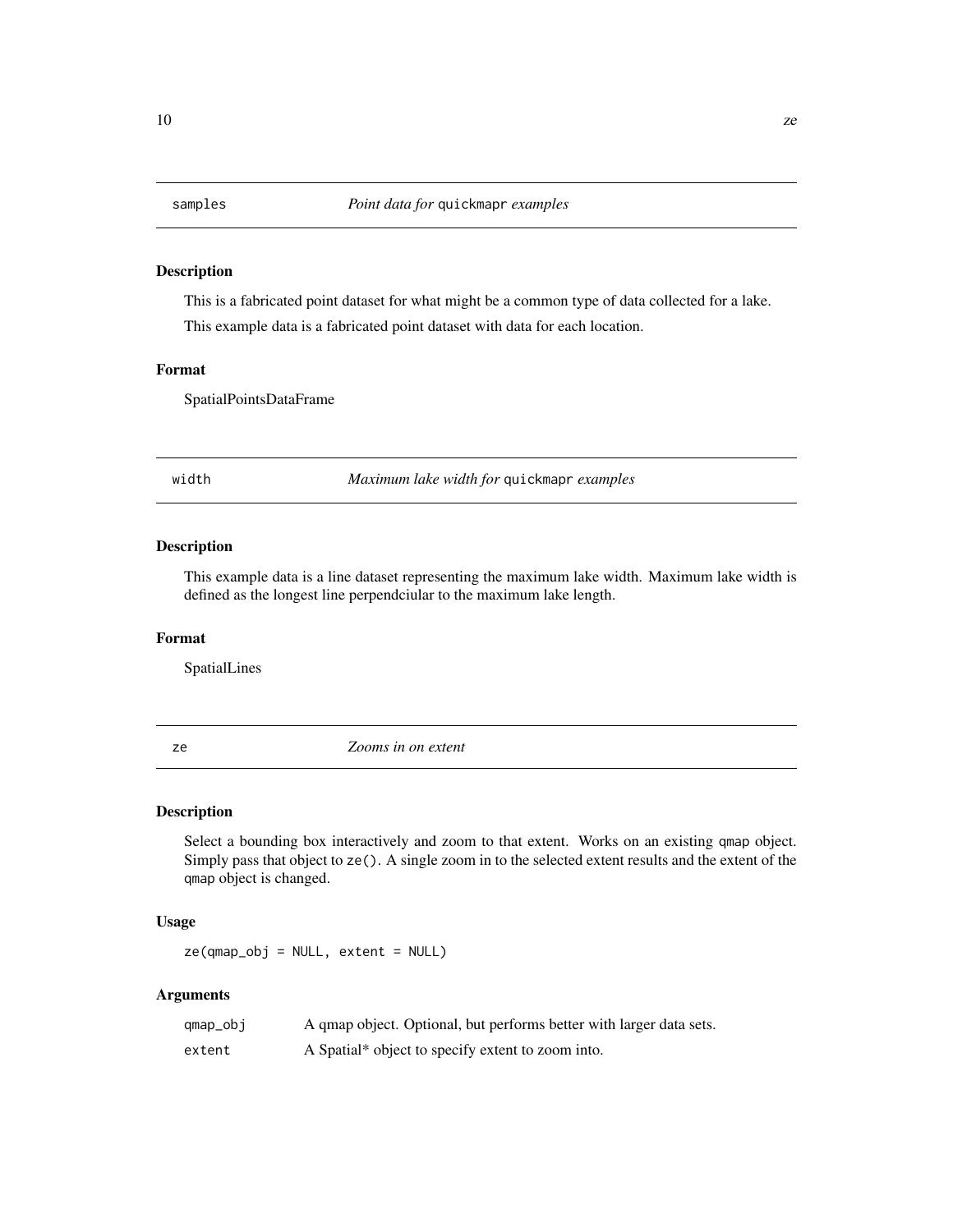## samples — *Point data for* `quickmapr` *examples*

### Description

This is a fabricated point dataset for what might be a common type of data collected for a lake.

This example data is a fabricated point dataset with data for each location.

### Format

SpatialPointsDataFrame

## width — *Maximum lake width for* `quickmapr` *examples*

### Description

This example data is a line dataset representing the maximum lake width. Maximum lake width is defined as the longest line perpendciular to the maximum lake length.

### Format

SpatialLines

## ze — *Zooms in on extent*

### Description

Select a bounding box interactively and zoom to that extent. Works on an existing `qmap` object. Simply pass that object to `ze()`. A single zoom in to the selected extent results and the extent of the `qmap` object is changed.

### Usage

```
ze(qmap_obj = NULL, extent = NULL)
```

### Arguments

| | |
|---|---|
| `qmap_obj` | A qmap object. Optional, but performs better with larger data sets. |
| `extent` | A Spatial* object to specify extent to zoom into. |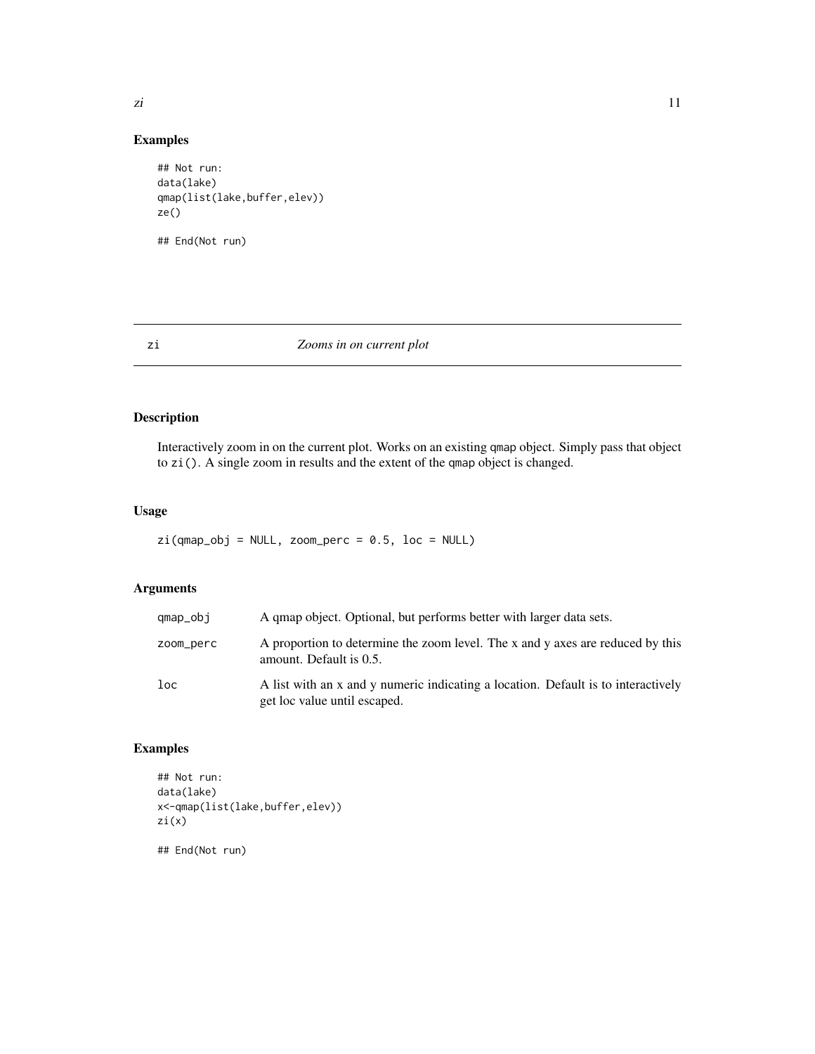## Examples

```
## Not run:
data(lake)
qmap(list(lake,buffer,elev))
ze()

## End(Not run)
```

---

zi *Zooms in on current plot*

---

## Description

Interactively zoom in on the current plot. Works on an existing qmap object. Simply pass that object to zi(). A single zoom in results and the extent of the qmap object is changed.

## Usage

```
zi(qmap_obj = NULL, zoom_perc = 0.5, loc = NULL)
```

## Arguments

| | |
|---|---|
| qmap_obj | A qmap object. Optional, but performs better with larger data sets. |
| zoom_perc | A proportion to determine the zoom level. The x and y axes are reduced by this amount. Default is 0.5. |
| loc | A list with an x and y numeric indicating a location. Default is to interactively get loc value until escaped. |

## Examples

```
## Not run:
data(lake)
x<-qmap(list(lake,buffer,elev))
zi(x)

## End(Not run)
```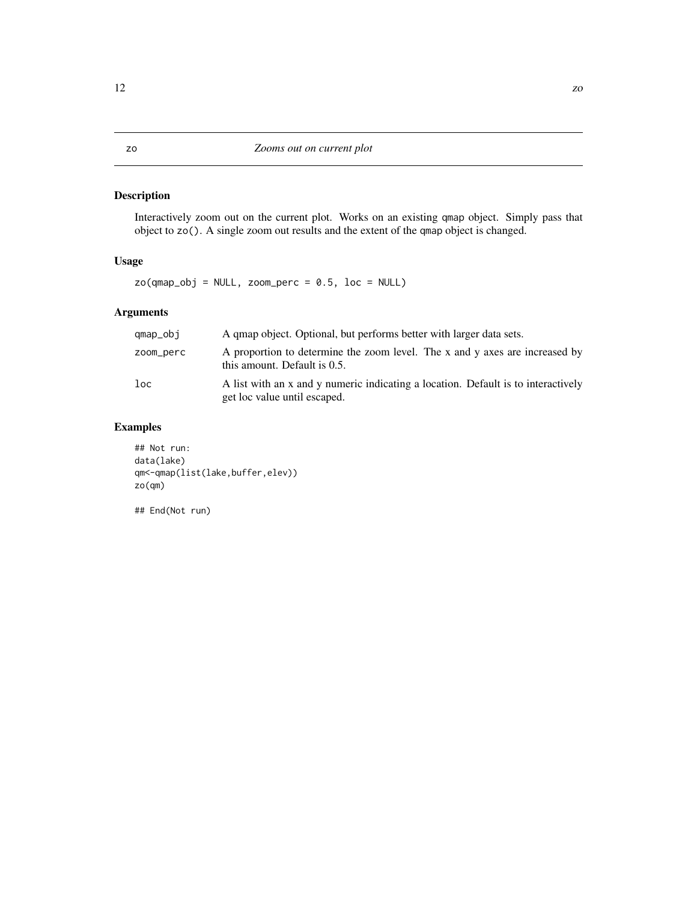# zo — *Zooms out on current plot*

## Description

Interactively zoom out on the current plot. Works on an existing `qmap` object. Simply pass that object to `zo()`. A single zoom out results and the extent of the `qmap` object is changed.

## Usage

```
zo(qmap_obj = NULL, zoom_perc = 0.5, loc = NULL)
```

## Arguments

| | |
|---|---|
| `qmap_obj` | A qmap object. Optional, but performs better with larger data sets. |
| `zoom_perc` | A proportion to determine the zoom level. The x and y axes are increased by this amount. Default is 0.5. |
| `loc` | A list with an x and y numeric indicating a location. Default is to interactively get loc value until escaped. |

## Examples

```
## Not run:
data(lake)
qm<-qmap(list(lake,buffer,elev))
zo(qm)

## End(Not run)
```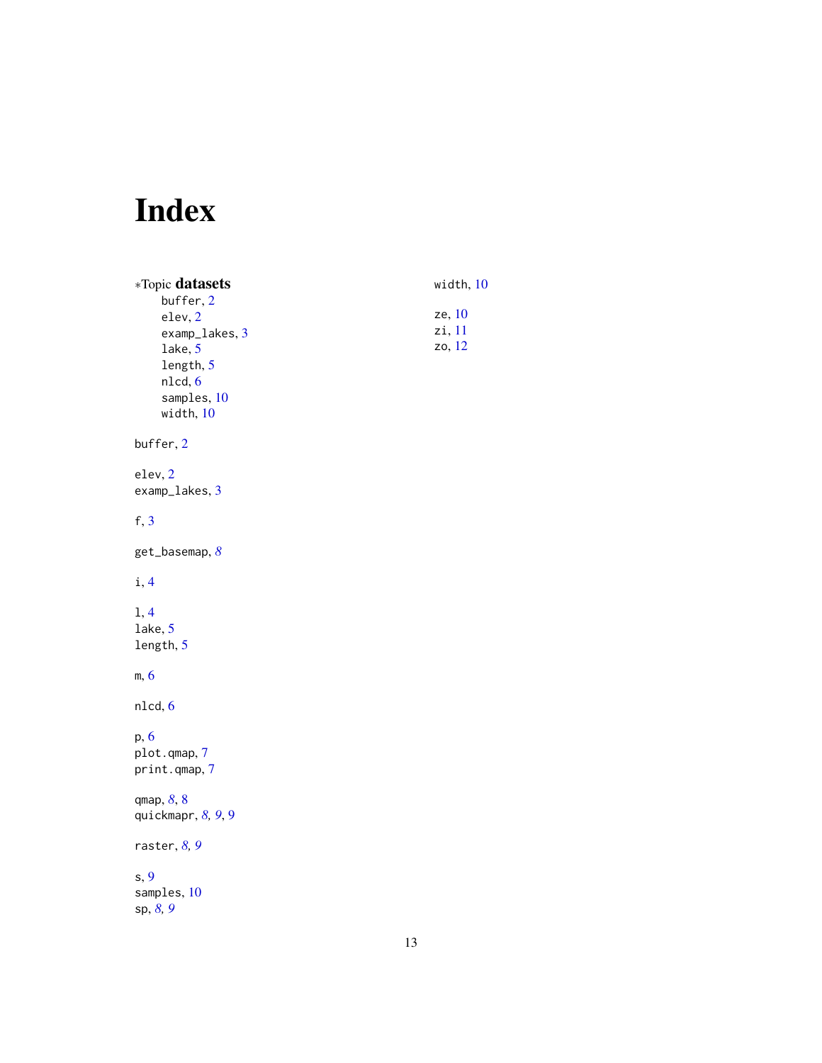# Index

*Topic **datasets**

- buffer, 2
- elev, 2
- examp_lakes, 3
- lake, 5
- length, 5
- nlcd, 6
- samples, 10
- width, 10

buffer, 2

elev, 2
examp_lakes, 3

f, 3

get_basemap, *8*

i, 4

l, 4
lake, 5
length, 5

m, 6

nlcd, 6

p, 6
plot.qmap, 7
print.qmap, 7

qmap, *8*, 8
quickmapr, *8, 9*, 9

raster, *8, 9*

s, 9
samples, 10
sp, *8, 9*

width, 10

ze, 10
zi, 11
zo, 12